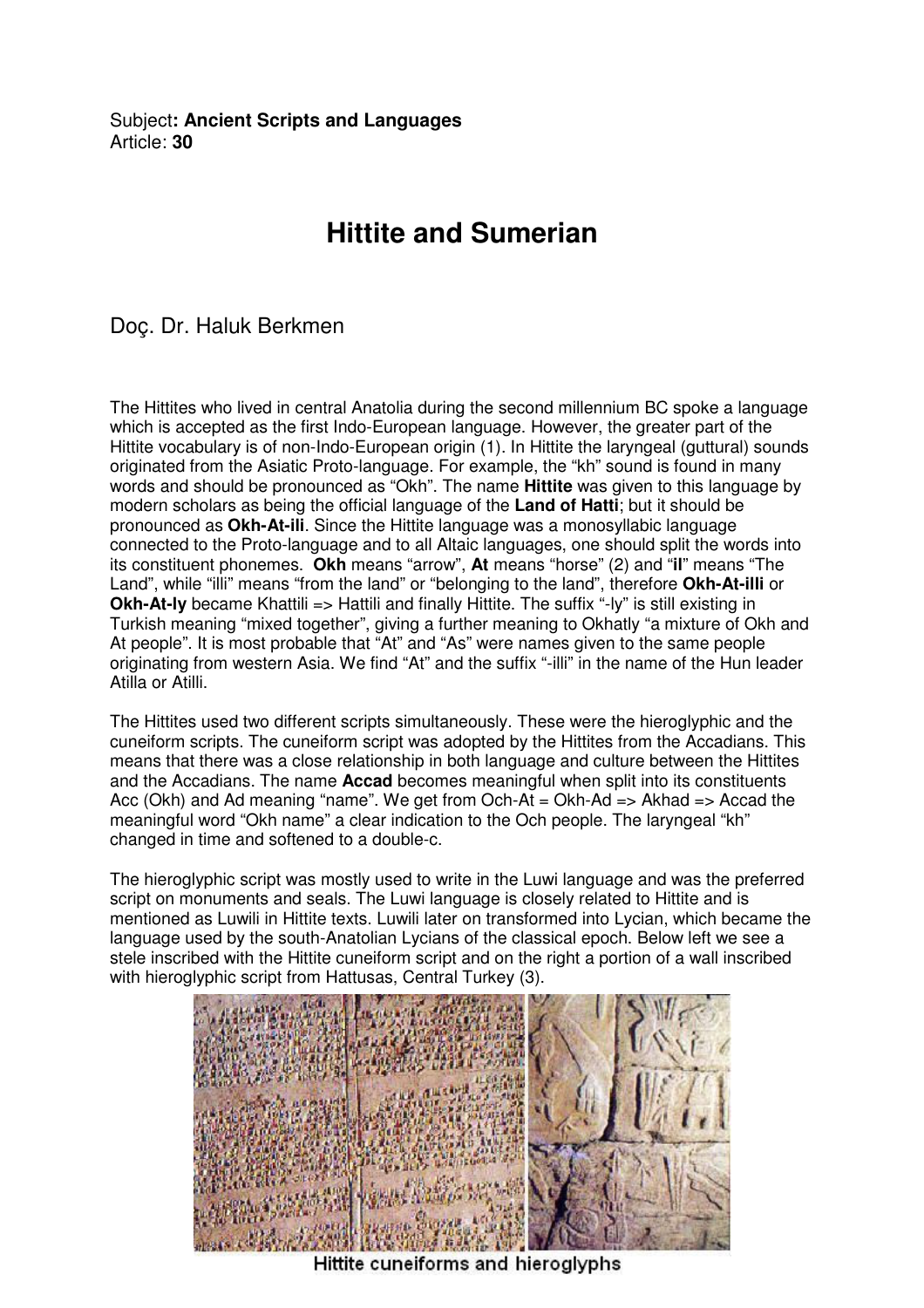Subject**: Ancient Scripts and Languages**
Article: **30**

# Hittite and Sumerian

Doç. Dr. Haluk Berkmen

The Hittites who lived in central Anatolia during the second millennium BC spoke a language which is accepted as the first Indo-European language. However, the greater part of the Hittite vocabulary is of non-Indo-European origin (1). In Hittite the laryngeal (guttural) sounds originated from the Asiatic Proto-language. For example, the "kh" sound is found in many words and should be pronounced as "Okh". The name **Hittite** was given to this language by modern scholars as being the official language of the **Land of Hatti**; but it should be pronounced as **Okh-At-ili**. Since the Hittite language was a monosyllabic language connected to the Proto-language and to all Altaic languages, one should split the words into its constituent phonemes. **Okh** means "arrow", **At** means "horse" (2) and "**il**" means "The Land", while "illi" means "from the land" or "belonging to the land", therefore **Okh-At-illi** or **Okh-At-ly** became Khattili => Hattili and finally Hittite. The suffix "-ly" is still existing in Turkish meaning "mixed together", giving a further meaning to Okhatly "a mixture of Okh and At people". It is most probable that "At" and "As" were names given to the same people originating from western Asia. We find "At" and the suffix "-illi" in the name of the Hun leader Atilla or Atilli.

The Hittites used two different scripts simultaneously. These were the hieroglyphic and the cuneiform scripts. The cuneiform script was adopted by the Hittites from the Accadians. This means that there was a close relationship in both language and culture between the Hittites and the Accadians. The name **Accad** becomes meaningful when split into its constituents Acc (Okh) and Ad meaning "name". We get from Och-At = Okh-Ad => Akhad => Accad the meaningful word "Okh name" a clear indication to the Och people. The laryngeal "kh" changed in time and softened to a double-c.

The hieroglyphic script was mostly used to write in the Luwi language and was the preferred script on monuments and seals. The Luwi language is closely related to Hittite and is mentioned as Luwili in Hittite texts. Luwili later on transformed into Lycian, which became the language used by the south-Anatolian Lycians of the classical epoch. Below left we see a stele inscribed with the Hittite cuneiform script and on the right a portion of a wall inscribed with hieroglyphic script from Hattusas, Central Turkey (3).

Hittite cuneiforms and hieroglyphs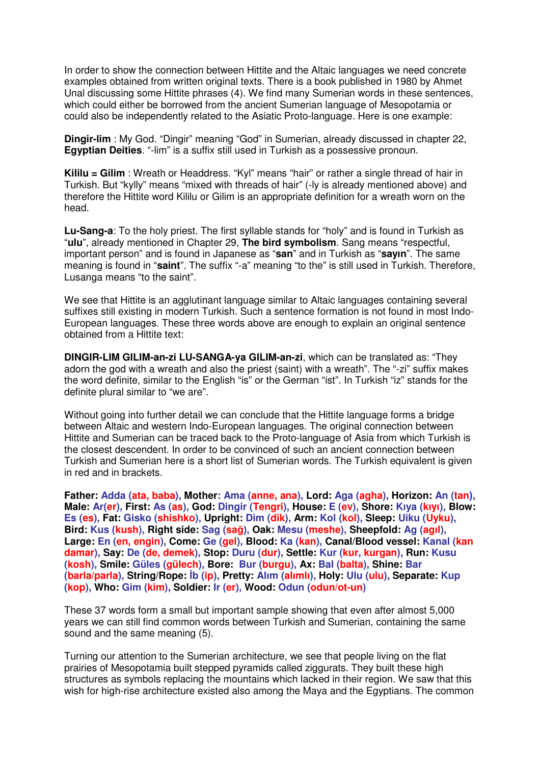In order to show the connection between Hittite and the Altaic languages we need concrete examples obtained from written original texts. There is a book published in 1980 by Ahmet Unal discussing some Hittite phrases (4). We find many Sumerian words in these sentences, which could either be borrowed from the ancient Sumerian language of Mesopotamia or could also be independently related to the Asiatic Proto-language. Here is one example:

**Dingir-lim** : My God. “Dingir” meaning “God” in Sumerian, already discussed in chapter 22, **Egyptian Deities**. “-lim” is a suffix still used in Turkish as a possessive pronoun.

**Kililu = Gilim** : Wreath or Headdress. “Kyl” means “hair” or rather a single thread of hair in Turkish. But “kylly” means “mixed with threads of hair” (-ly is already mentioned above) and therefore the Hittite word Kililu or Gilim is an appropriate definition for a wreath worn on the head.

**Lu-Sang-a**: To the holy priest. The first syllable stands for “holy” and is found in Turkish as “**ulu**”, already mentioned in Chapter 29, **The bird symbolism**. Sang means “respectful, important person” and is found in Japanese as “**san**” and in Turkish as “**sayın**”. The same meaning is found in “**saint**”. The suffix “-a” meaning “to the” is still used in Turkish. Therefore, Lusanga means “to the saint”.

We see that Hittite is an agglutinant language similar to Altaic languages containing several suffixes still existing in modern Turkish. Such a sentence formation is not found in most Indo-European languages. These three words above are enough to explain an original sentence obtained from a Hittite text:

**DINGIR-LIM GILIM-an-zi LU-SANGA-ya GILIM-an-zi**, which can be translated as: “They adorn the god with a wreath and also the priest (saint) with a wreath”. The “-zi” suffix makes the word definite, similar to the English “is” or the German “ist”. In Turkish “iz” stands for the definite plural similar to “we are”.

Without going into further detail we can conclude that the Hittite language forms a bridge between Altaic and western Indo-European languages. The original connection between Hittite and Sumerian can be traced back to the Proto-language of Asia from which Turkish is the closest descendent. In order to be convinced of such an ancient connection between Turkish and Sumerian here is a short list of Sumerian words. The Turkish equivalent is given in red and in brackets.

**Father: Adda (ata, baba), Mother: Ama (anne, ana), Lord: Aga (agha), Horizon: An (tan), Male: Ar(er), First: As (as), God: Dingir (Tengri), House: E (ev), Shore: Kıya (kıyı), Blow: Es (es), Fat: Gisko (shishko), Upright: Dim (dik), Arm: Kol (kol), Sleep: Uiku (Uyku), Bird: Kus (kush), Right side: Sag (sağ), Oak: Mesu (meshe), Sheepfold: Ag (agıl), Large: En (en, engin), Come: Ge (gel), Blood: Ka (kan), Canal/Blood vessel: Kanal (kan damar), Say: De (de, demek), Stop: Duru (dur), Settle: Kur (kur, kurgan), Run: Kusu (kosh), Smile: Güles (gülech), Bore: Bur (burgu), Ax: Bal (balta), Shine: Bar (barla/parla), String/Rope: İb (ip), Pretty: Alım (alımlı), Holy: Ulu (ulu), Separate: Kup (kop), Who: Gim (kim), Soldier: Ir (er), Wood: Odun (odun/ot-un)**

These 37 words form a small but important sample showing that even after almost 5,000 years we can still find common words between Turkish and Sumerian, containing the same sound and the same meaning (5).

Turning our attention to the Sumerian architecture, we see that people living on the flat prairies of Mesopotamia built stepped pyramids called ziggurats. They built these high structures as symbols replacing the mountains which lacked in their region. We saw that this wish for high-rise architecture existed also among the Maya and the Egyptians. The common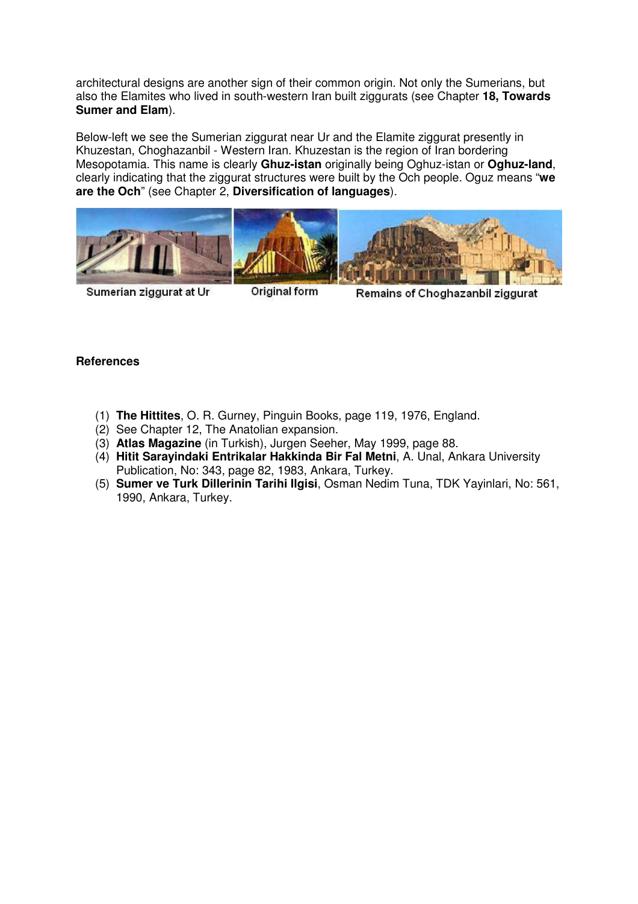architectural designs are another sign of their common origin. Not only the Sumerians, but also the Elamites who lived in south-western Iran built ziggurats (see Chapter **18, Towards Sumer and Elam**).

Below-left we see the Sumerian ziggurat near Ur and the Elamite ziggurat presently in Khuzestan, Choghazanbil - Western Iran. Khuzestan is the region of Iran bordering Mesopotamia. This name is clearly **Ghuz-istan** originally being Oghuz-istan or **Oghuz-land**, clearly indicating that the ziggurat structures were built by the Och people. Oguz means "**we are the Och**" (see Chapter 2, **Diversification of languages**).

Sumerian ziggurat at Ur

Original form

Remains of Choghazanbil ziggurat

**References**

(1) **The Hittites**, O. R. Gurney, Pinguin Books, page 119, 1976, England.
(2) See Chapter 12, The Anatolian expansion.
(3) **Atlas Magazine** (in Turkish), Jurgen Seeher, May 1999, page 88.
(4) **Hitit Sarayindaki Entrikalar Hakkinda Bir Fal Metni**, A. Unal, Ankara University Publication, No: 343, page 82, 1983, Ankara, Turkey.
(5) **Sumer ve Turk Dillerinin Tarihi Ilgisi**, Osman Nedim Tuna, TDK Yayinlari, No: 561, 1990, Ankara, Turkey.